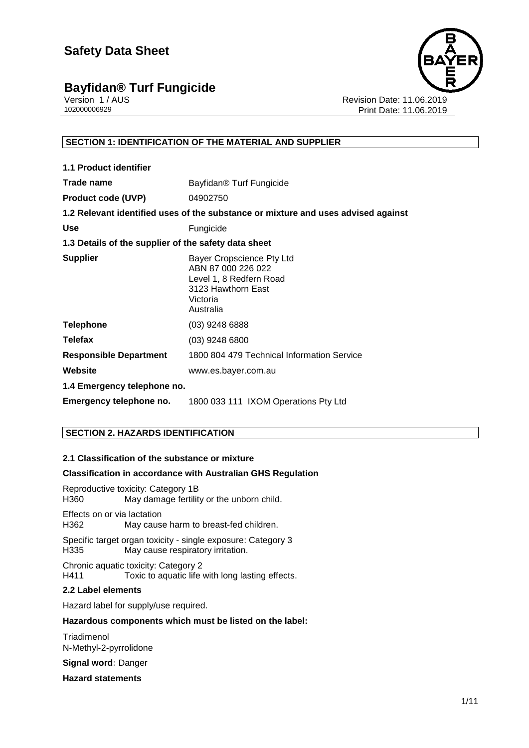# Safety Data Sheet

## Bayfidan® Turf Fungicide

Version 1 / AUS
102000006929

Revision Date: 11.06.2019
Print Date: 11.06.2019

### SECTION 1: IDENTIFICATION OF THE MATERIAL AND SUPPLIER

**1.1 Product identifier**

| | |
|---|---|
| **Trade name** | Bayfidan® Turf Fungicide |
| **Product code (UVP)** | 04902750 |

**1.2 Relevant identified uses of the substance or mixture and uses advised against**

| | |
|---|---|
| **Use** | Fungicide |

**1.3 Details of the supplier of the safety data sheet**

| | |
|---|---|
| **Supplier** | Bayer Cropscience Pty Ltd<br>ABN 87 000 226 022<br>Level 1, 8 Redfern Road<br>3123 Hawthorn East<br>Victoria<br>Australia |
| **Telephone** | (03) 9248 6888 |
| **Telefax** | (03) 9248 6800 |
| **Responsible Department** | 1800 804 479 Technical Information Service |
| **Website** | www.es.bayer.com.au |

**1.4 Emergency telephone no.**

| | |
|---|---|
| **Emergency telephone no.** | 1800 033 111 IXOM Operations Pty Ltd |

### SECTION 2. HAZARDS IDENTIFICATION

**2.1 Classification of the substance or mixture**

**Classification in accordance with Australian GHS Regulation**

Reproductive toxicity: Category 1B
H360 May damage fertility or the unborn child.

Effects on or via lactation
H362 May cause harm to breast-fed children.

Specific target organ toxicity - single exposure: Category 3
H335 May cause respiratory irritation.

Chronic aquatic toxicity: Category 2
H411 Toxic to aquatic life with long lasting effects.

**2.2 Label elements**

Hazard label for supply/use required.

**Hazardous components which must be listed on the label:**

Triadimenol
N-Methyl-2-pyrrolidone

**Signal word:** Danger

**Hazard statements**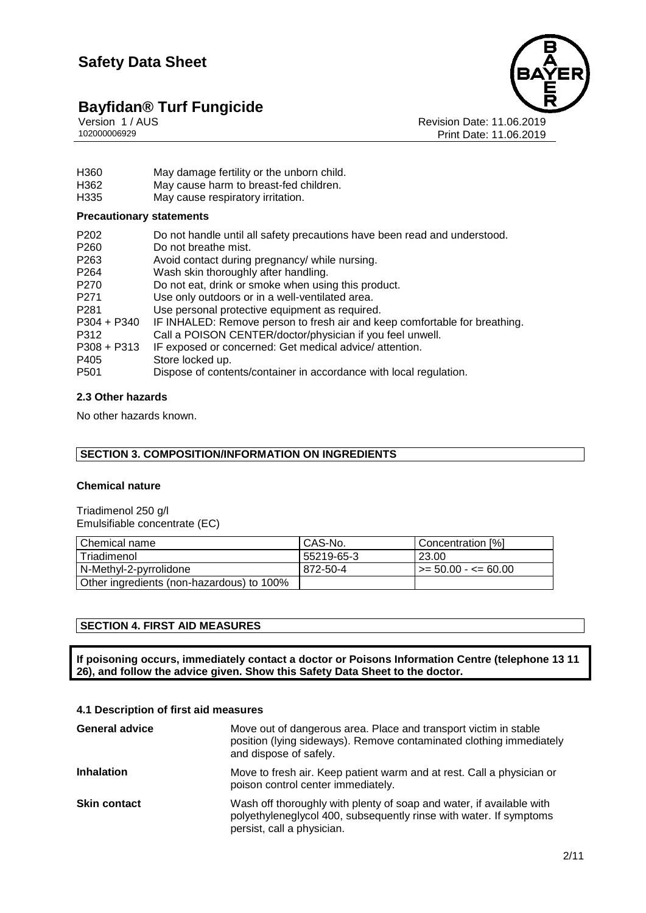| | |
|---|---|
| H360 | May damage fertility or the unborn child. |
| H362 | May cause harm to breast-fed children. |
| H335 | May cause respiratory irritation. |

**Precautionary statements**

| | |
|---|---|
| P202 | Do not handle until all safety precautions have been read and understood. |
| P260 | Do not breathe mist. |
| P263 | Avoid contact during pregnancy/ while nursing. |
| P264 | Wash skin thoroughly after handling. |
| P270 | Do not eat, drink or smoke when using this product. |
| P271 | Use only outdoors or in a well-ventilated area. |
| P281 | Use personal protective equipment as required. |
| P304 + P340 | IF INHALED: Remove person to fresh air and keep comfortable for breathing. |
| P312 | Call a POISON CENTER/doctor/physician if you feel unwell. |
| P308 + P313 | IF exposed or concerned: Get medical advice/ attention. |
| P405 | Store locked up. |
| P501 | Dispose of contents/container in accordance with local regulation. |

### 2.3 Other hazards

No other hazards known.

## SECTION 3. COMPOSITION/INFORMATION ON INGREDIENTS

**Chemical nature**

Triadimenol 250 g/l
Emulsifiable concentrate (EC)

| Chemical name | CAS-No. | Concentration [%] |
|---|---|---|
| Triadimenol | 55219-65-3 | 23.00 |
| N-Methyl-2-pyrrolidone | 872-50-4 | >= 50.00 - <= 60.00 |
| Other ingredients (non-hazardous) to 100% | | |

## SECTION 4. FIRST AID MEASURES

**If poisoning occurs, immediately contact a doctor or Poisons Information Centre (telephone 13 11 26), and follow the advice given. Show this Safety Data Sheet to the doctor.**

### 4.1 Description of first aid measures

| | |
|---|---|
| **General advice** | Move out of dangerous area. Place and transport victim in stable position (lying sideways). Remove contaminated clothing immediately and dispose of safely. |
| **Inhalation** | Move to fresh air. Keep patient warm and at rest. Call a physician or poison control center immediately. |
| **Skin contact** | Wash off thoroughly with plenty of soap and water, if available with polyethyleneglycol 400, subsequently rinse with water. If symptoms persist, call a physician. |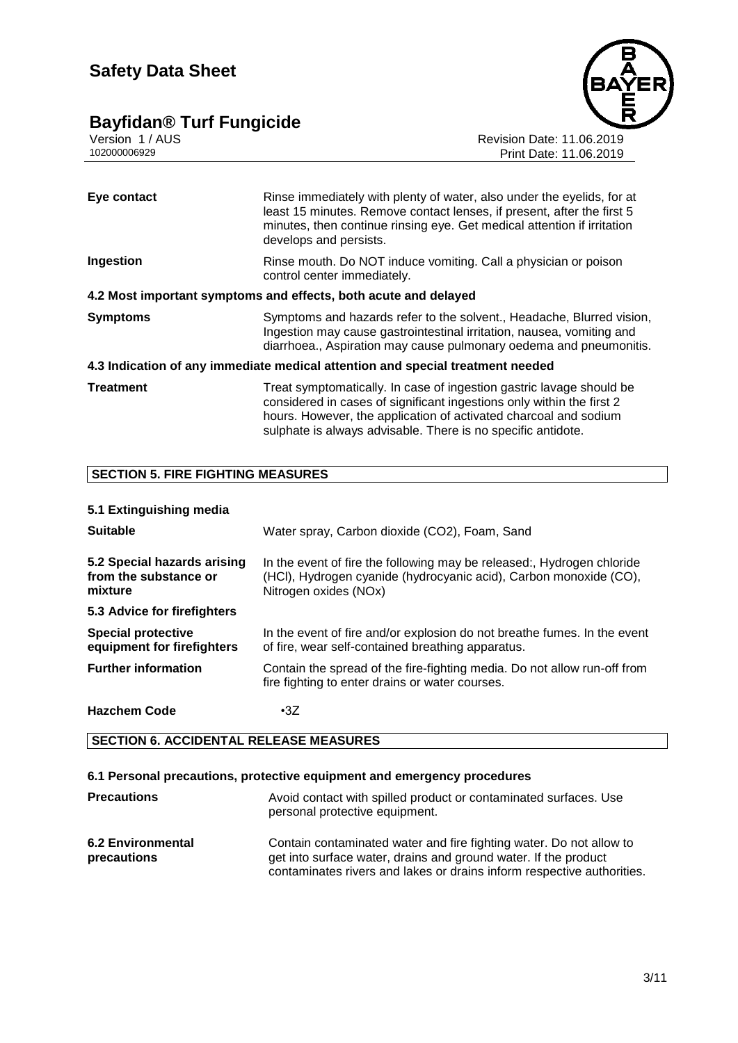| | |
|---|---|
| **Eye contact** | Rinse immediately with plenty of water, also under the eyelids, for at least 15 minutes. Remove contact lenses, if present, after the first 5 minutes, then continue rinsing eye. Get medical attention if irritation develops and persists. |
| **Ingestion** | Rinse mouth. Do NOT induce vomiting. Call a physician or poison control center immediately. |

**4.2 Most important symptoms and effects, both acute and delayed**

| | |
|---|---|
| **Symptoms** | Symptoms and hazards refer to the solvent., Headache, Blurred vision, Ingestion may cause gastrointestinal irritation, nausea, vomiting and diarrhoea., Aspiration may cause pulmonary oedema and pneumonitis. |

**4.3 Indication of any immediate medical attention and special treatment needed**

| | |
|---|---|
| **Treatment** | Treat symptomatically. In case of ingestion gastric lavage should be considered in cases of significant ingestions only within the first 2 hours. However, the application of activated charcoal and sodium sulphate is always advisable. There is no specific antidote. |

## SECTION 5. FIRE FIGHTING MEASURES

**5.1 Extinguishing media**

| | |
|---|---|
| **Suitable** | Water spray, Carbon dioxide ($CO_2$), Foam, Sand |
| **5.2 Special hazards arising from the substance or mixture** | In the event of fire the following may be released:, Hydrogen chloride (HCl), Hydrogen cyanide (hydrocyanic acid), Carbon monoxide (CO), Nitrogen oxides (NOx) |

**5.3 Advice for firefighters**

| | |
|---|---|
| **Special protective equipment for firefighters** | In the event of fire and/or explosion do not breathe fumes. In the event of fire, wear self-contained breathing apparatus. |
| **Further information** | Contain the spread of the fire-fighting media. Do not allow run-off from fire fighting to enter drains or water courses. |
| **Hazchem Code** | •3Z |

## SECTION 6. ACCIDENTAL RELEASE MEASURES

**6.1 Personal precautions, protective equipment and emergency procedures**

| | |
|---|---|
| **Precautions** | Avoid contact with spilled product or contaminated surfaces. Use personal protective equipment. |
| **6.2 Environmental precautions** | Contain contaminated water and fire fighting water. Do not allow to get into surface water, drains and ground water. If the product contaminates rivers and lakes or drains inform respective authorities. |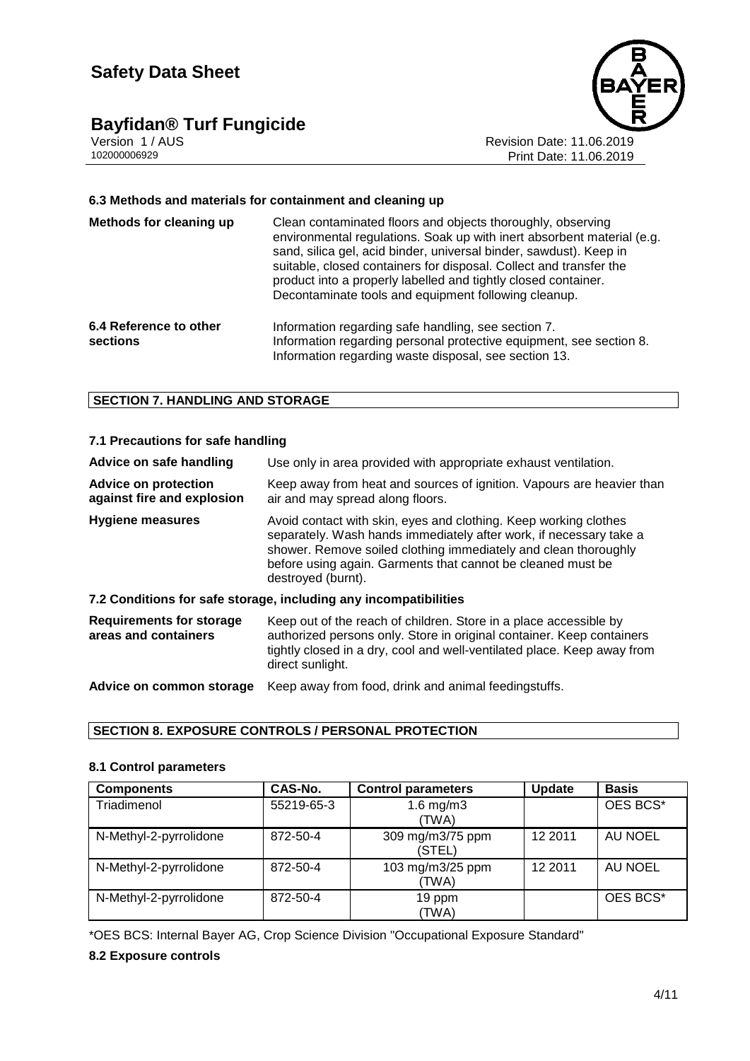#### 6.3 Methods and materials for containment and cleaning up

| | |
|---|---|
| **Methods for cleaning up** | Clean contaminated floors and objects thoroughly, observing environmental regulations. Soak up with inert absorbent material (e.g. sand, silica gel, acid binder, universal binder, sawdust). Keep in suitable, closed containers for disposal. Collect and transfer the product into a properly labelled and tightly closed container. Decontaminate tools and equipment following cleanup. |
| **6.4 Reference to other sections** | Information regarding safe handling, see section 7. Information regarding personal protective equipment, see section 8. Information regarding waste disposal, see section 13. |

## SECTION 7. HANDLING AND STORAGE

#### 7.1 Precautions for safe handling

| | |
|---|---|
| **Advice on safe handling** | Use only in area provided with appropriate exhaust ventilation. |
| **Advice on protection against fire and explosion** | Keep away from heat and sources of ignition. Vapours are heavier than air and may spread along floors. |
| **Hygiene measures** | Avoid contact with skin, eyes and clothing. Keep working clothes separately. Wash hands immediately after work, if necessary take a shower. Remove soiled clothing immediately and clean thoroughly before using again. Garments that cannot be cleaned must be destroyed (burnt). |

#### 7.2 Conditions for safe storage, including any incompatibilities

| | |
|---|---|
| **Requirements for storage areas and containers** | Keep out of the reach of children. Store in a place accessible by authorized persons only. Store in original container. Keep containers tightly closed in a dry, cool and well-ventilated place. Keep away from direct sunlight. |
| **Advice on common storage** | Keep away from food, drink and animal feedingstuffs. |

## SECTION 8. EXPOSURE CONTROLS / PERSONAL PROTECTION

#### 8.1 Control parameters

| Components | CAS-No. | Control parameters | Update | Basis |
|---|---|---|---|---|
| Triadimenol | 55219-65-3 | 1.6 mg/m3 (TWA) | | OES BCS* |
| N-Methyl-2-pyrrolidone | 872-50-4 | 309 mg/m3/75 ppm (STEL) | 12 2011 | AU NOEL |
| N-Methyl-2-pyrrolidone | 872-50-4 | 103 mg/m3/25 ppm (TWA) | 12 2011 | AU NOEL |
| N-Methyl-2-pyrrolidone | 872-50-4 | 19 ppm (TWA) | | OES BCS* |

*OES BCS: Internal Bayer AG, Crop Science Division "Occupational Exposure Standard"

#### 8.2 Exposure controls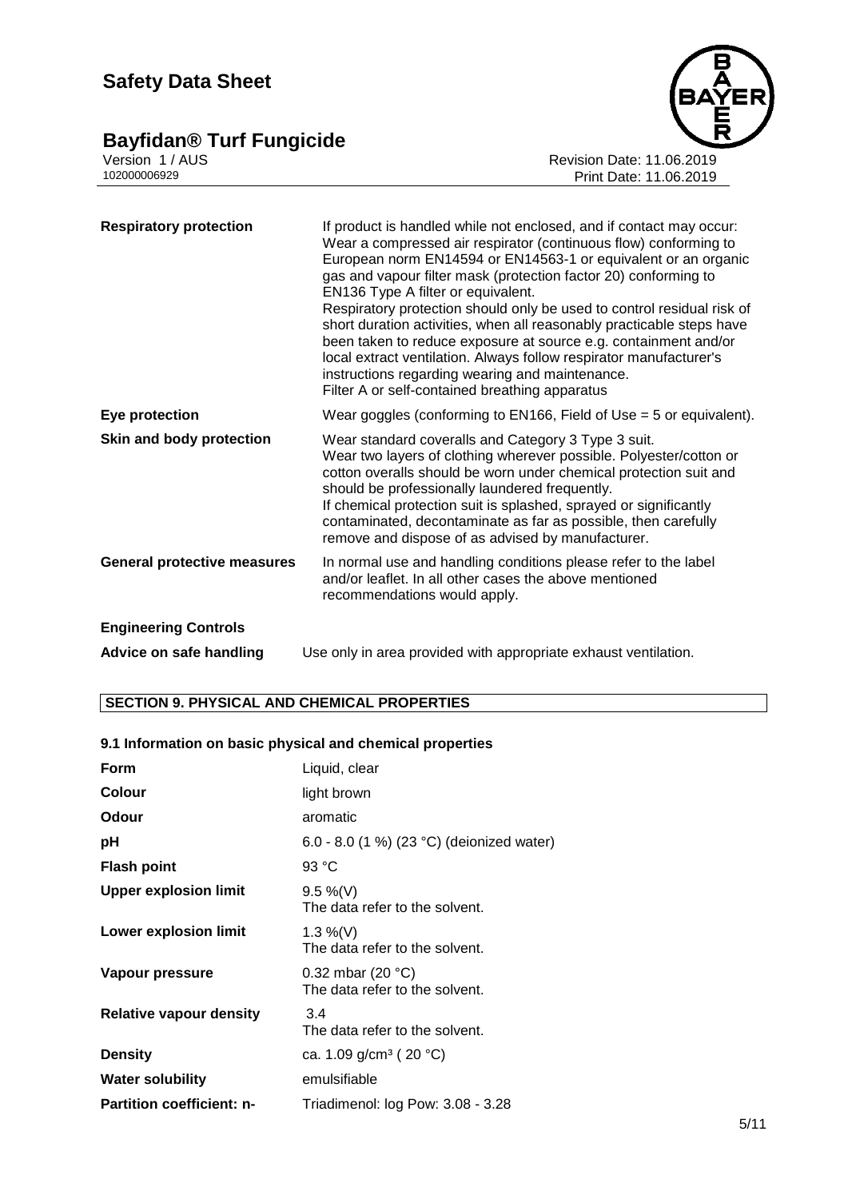| | |
|---|---|
| **Respiratory protection** | If product is handled while not enclosed, and if contact may occur: Wear a compressed air respirator (continuous flow) conforming to European norm EN14594 or EN14563-1 or equivalent or an organic gas and vapour filter mask (protection factor 20) conforming to EN136 Type A filter or equivalent. Respiratory protection should only be used to control residual risk of short duration activities, when all reasonably practicable steps have been taken to reduce exposure at source e.g. containment and/or local extract ventilation. Always follow respirator manufacturer's instructions regarding wearing and maintenance. Filter A or self-contained breathing apparatus |
| **Eye protection** | Wear goggles (conforming to EN166, Field of Use = 5 or equivalent). |
| **Skin and body protection** | Wear standard coveralls and Category 3 Type 3 suit. Wear two layers of clothing wherever possible. Polyester/cotton or cotton overalls should be worn under chemical protection suit and should be professionally laundered frequently. If chemical protection suit is splashed, sprayed or significantly contaminated, decontaminate as far as possible, then carefully remove and dispose of as advised by manufacturer. |
| **General protective measures** | In normal use and handling conditions please refer to the label and/or leaflet. In all other cases the above mentioned recommendations would apply. |

**Engineering Controls**

| | |
|---|---|
| **Advice on safe handling** | Use only in area provided with appropriate exhaust ventilation. |

## SECTION 9. PHYSICAL AND CHEMICAL PROPERTIES

### 9.1 Information on basic physical and chemical properties

| | |
|---|---|
| **Form** | Liquid, clear |
| **Colour** | light brown |
| **Odour** | aromatic |
| **pH** | 6.0 - 8.0 (1 %) (23 °C) (deionized water) |
| **Flash point** | 93 °C |
| **Upper explosion limit** | 9.5 %(V) The data refer to the solvent. |
| **Lower explosion limit** | 1.3 %(V) The data refer to the solvent. |
| **Vapour pressure** | 0.32 mbar (20 °C) The data refer to the solvent. |
| **Relative vapour density** | 3.4 The data refer to the solvent. |
| **Density** | ca. 1.09 g/cm³ ( 20 °C) |
| **Water solubility** | emulsifiable |
| **Partition coefficient: n-** | Triadimenol: log Pow: 3.08 - 3.28 |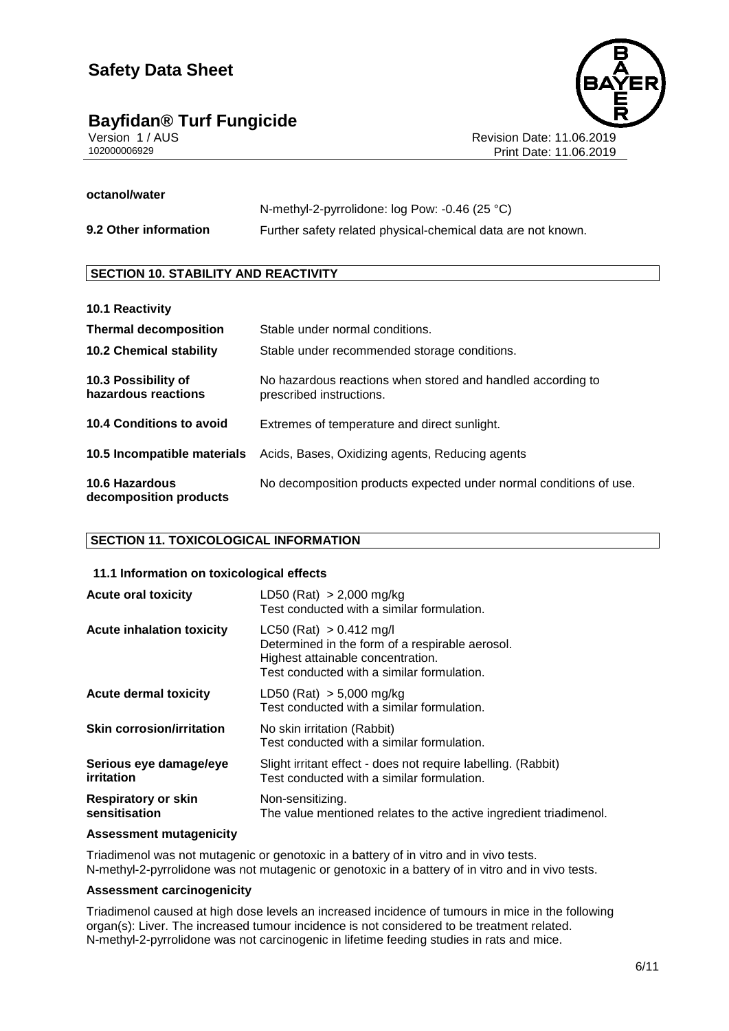**octanol/water**

N-methyl-2-pyrrolidone: log Pow: -0.46 (25 °C)

**9.2 Other information** Further safety related physical-chemical data are not known.

## SECTION 10. STABILITY AND REACTIVITY

| | |
|---|---|
| **10.1 Reactivity** | |
| **Thermal decomposition** | Stable under normal conditions. |
| **10.2 Chemical stability** | Stable under recommended storage conditions. |
| **10.3 Possibility of hazardous reactions** | No hazardous reactions when stored and handled according to prescribed instructions. |
| **10.4 Conditions to avoid** | Extremes of temperature and direct sunlight. |
| **10.5 Incompatible materials** | Acids, Bases, Oxidizing agents, Reducing agents |
| **10.6 Hazardous decomposition products** | No decomposition products expected under normal conditions of use. |

## SECTION 11. TOXICOLOGICAL INFORMATION

### 11.1 Information on toxicological effects

| | |
|---|---|
| **Acute oral toxicity** | LD50 (Rat) > 2,000 mg/kg<br>Test conducted with a similar formulation. |
| **Acute inhalation toxicity** | LC50 (Rat) > 0.412 mg/l<br>Determined in the form of a respirable aerosol.<br>Highest attainable concentration.<br>Test conducted with a similar formulation. |
| **Acute dermal toxicity** | LD50 (Rat) > 5,000 mg/kg<br>Test conducted with a similar formulation. |
| **Skin corrosion/irritation** | No skin irritation (Rabbit)<br>Test conducted with a similar formulation. |
| **Serious eye damage/eye irritation** | Slight irritant effect - does not require labelling. (Rabbit)<br>Test conducted with a similar formulation. |
| **Respiratory or skin sensitisation** | Non-sensitizing.<br>The value mentioned relates to the active ingredient triadimenol. |

**Assessment mutagenicity**

Triadimenol was not mutagenic or genotoxic in a battery of in vitro and in vivo tests.
N-methyl-2-pyrrolidone was not mutagenic or genotoxic in a battery of in vitro and in vivo tests.

**Assessment carcinogenicity**

Triadimenol caused at high dose levels an increased incidence of tumours in mice in the following organ(s): Liver. The increased tumour incidence is not considered to be treatment related.
N-methyl-2-pyrrolidone was not carcinogenic in lifetime feeding studies in rats and mice.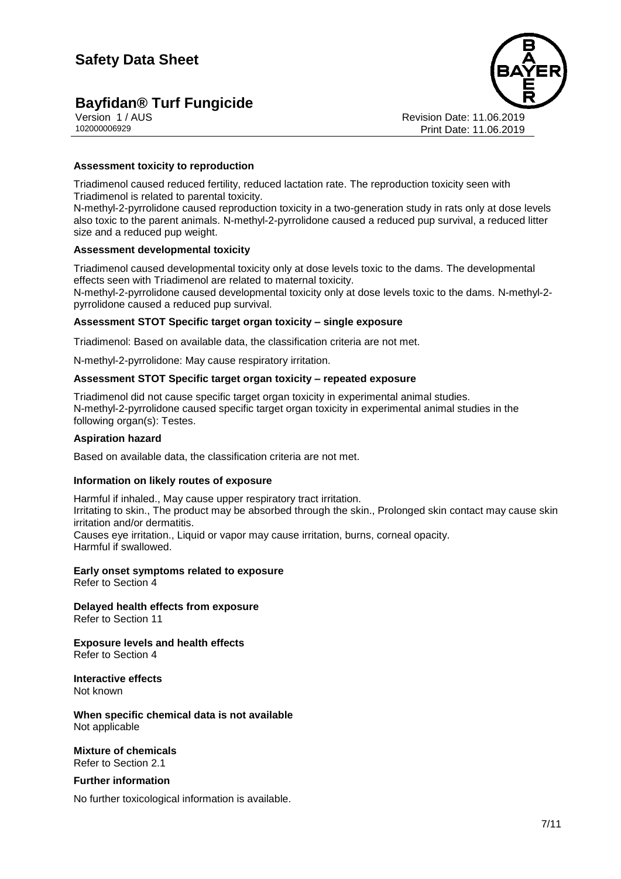**Assessment toxicity to reproduction**

Triadimenol caused reduced fertility, reduced lactation rate. The reproduction toxicity seen with Triadimenol is related to parental toxicity.
N-methyl-2-pyrrolidone caused reproduction toxicity in a two-generation study in rats only at dose levels also toxic to the parent animals. N-methyl-2-pyrrolidone caused a reduced pup survival, a reduced litter size and a reduced pup weight.

**Assessment developmental toxicity**

Triadimenol caused developmental toxicity only at dose levels toxic to the dams. The developmental effects seen with Triadimenol are related to maternal toxicity.
N-methyl-2-pyrrolidone caused developmental toxicity only at dose levels toxic to the dams. N-methyl-2-pyrrolidone caused a reduced pup survival.

**Assessment STOT Specific target organ toxicity – single exposure**

Triadimenol: Based on available data, the classification criteria are not met.

N-methyl-2-pyrrolidone: May cause respiratory irritation.

**Assessment STOT Specific target organ toxicity – repeated exposure**

Triadimenol did not cause specific target organ toxicity in experimental animal studies.
N-methyl-2-pyrrolidone caused specific target organ toxicity in experimental animal studies in the following organ(s): Testes.

**Aspiration hazard**

Based on available data, the classification criteria are not met.

**Information on likely routes of exposure**

Harmful if inhaled., May cause upper respiratory tract irritation.
Irritating to skin., The product may be absorbed through the skin., Prolonged skin contact may cause skin irritation and/or dermatitis.
Causes eye irritation., Liquid or vapor may cause irritation, burns, corneal opacity.
Harmful if swallowed.

**Early onset symptoms related to exposure**
Refer to Section 4

**Delayed health effects from exposure**
Refer to Section 11

**Exposure levels and health effects**
Refer to Section 4

**Interactive effects**
Not known

**When specific chemical data is not available**
Not applicable

**Mixture of chemicals**
Refer to Section 2.1

**Further information**

No further toxicological information is available.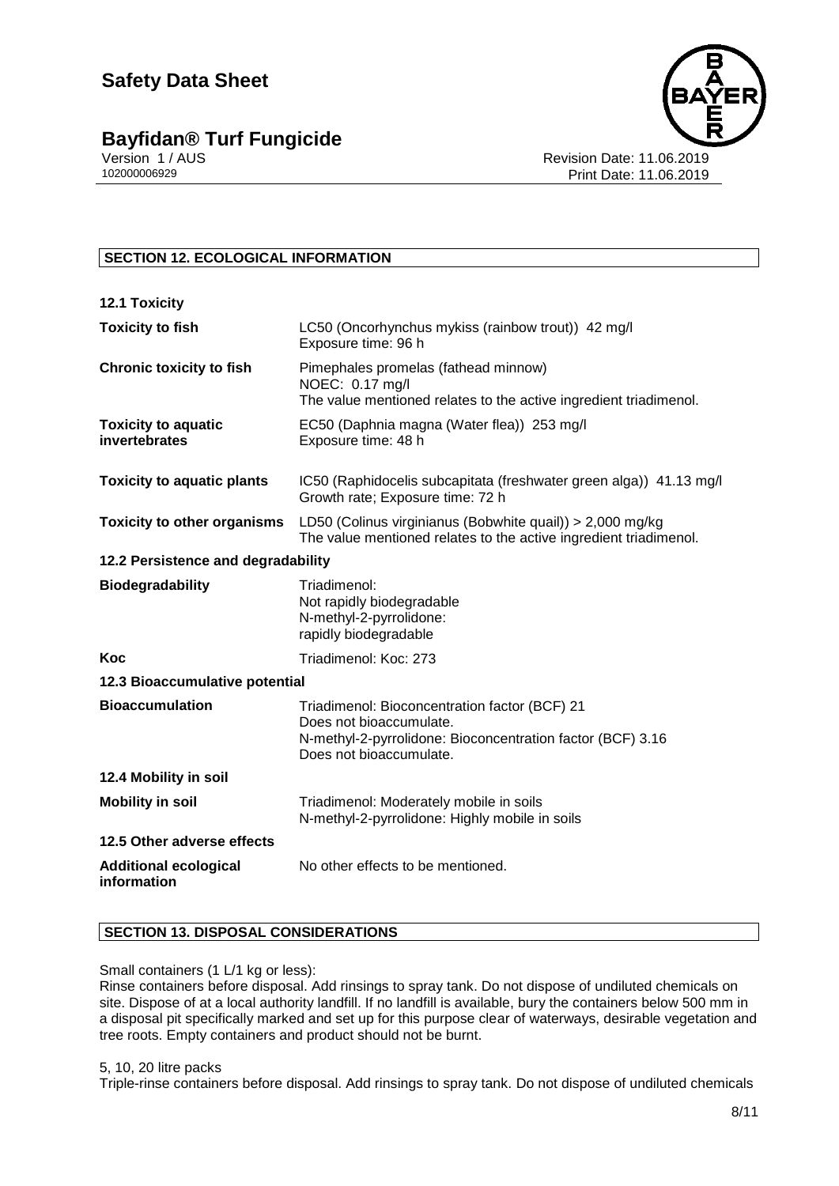## SECTION 12. ECOLOGICAL INFORMATION

### 12.1 Toxicity

| | |
|---|---|
| **Toxicity to fish** | LC50 (Oncorhynchus mykiss (rainbow trout)) 42 mg/l<br>Exposure time: 96 h |
| **Chronic toxicity to fish** | Pimephales promelas (fathead minnow)<br>NOEC: 0.17 mg/l<br>The value mentioned relates to the active ingredient triadimenol. |
| **Toxicity to aquatic invertebrates** | EC50 (Daphnia magna (Water flea)) 253 mg/l<br>Exposure time: 48 h |
| **Toxicity to aquatic plants** | IC50 (Raphidocelis subcapitata (freshwater green alga)) 41.13 mg/l<br>Growth rate; Exposure time: 72 h |
| **Toxicity to other organisms** | LD50 (Colinus virginianus (Bobwhite quail)) > 2,000 mg/kg<br>The value mentioned relates to the active ingredient triadimenol. |

### 12.2 Persistence and degradability

| | |
|---|---|
| **Biodegradability** | Triadimenol:<br>Not rapidly biodegradable<br>N-methyl-2-pyrrolidone:<br>rapidly biodegradable |
| **Koc** | Triadimenol: Koc: 273 |

### 12.3 Bioaccumulative potential

| | |
|---|---|
| **Bioaccumulation** | Triadimenol: Bioconcentration factor (BCF) 21<br>Does not bioaccumulate.<br>N-methyl-2-pyrrolidone: Bioconcentration factor (BCF) 3.16<br>Does not bioaccumulate. |

### 12.4 Mobility in soil

| | |
|---|---|
| **Mobility in soil** | Triadimenol: Moderately mobile in soils<br>N-methyl-2-pyrrolidone: Highly mobile in soils |

### 12.5 Other adverse effects

| | |
|---|---|
| **Additional ecological information** | No other effects to be mentioned. |

## SECTION 13. DISPOSAL CONSIDERATIONS

Small containers (1 L/1 kg or less):
Rinse containers before disposal. Add rinsings to spray tank. Do not dispose of undiluted chemicals on site. Dispose of at a local authority landfill. If no landfill is available, bury the containers below 500 mm in a disposal pit specifically marked and set up for this purpose clear of waterways, desirable vegetation and tree roots. Empty containers and product should not be burnt.

5, 10, 20 litre packs
Triple-rinse containers before disposal. Add rinsings to spray tank. Do not dispose of undiluted chemicals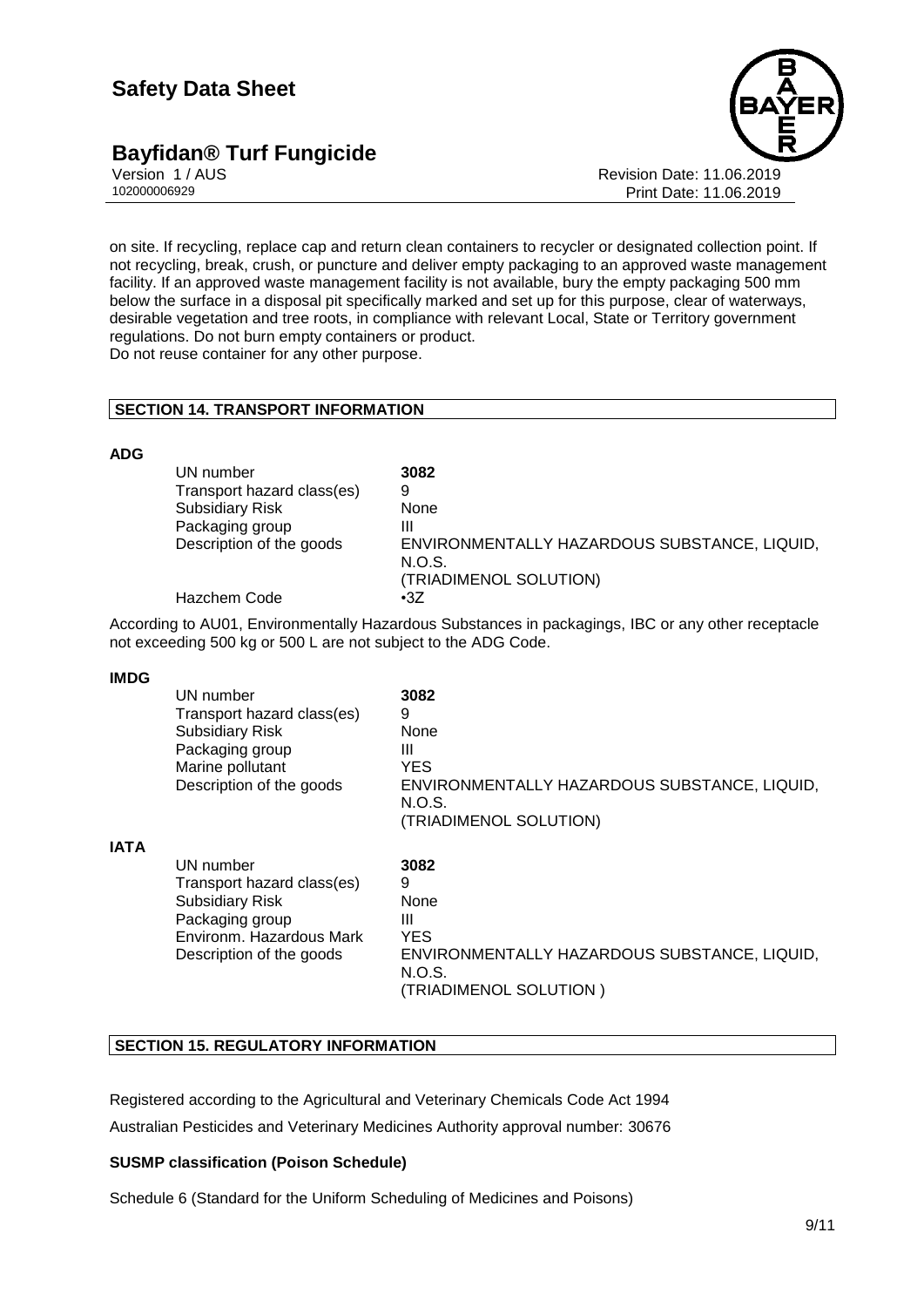on site. If recycling, replace cap and return clean containers to recycler or designated collection point. If not recycling, break, crush, or puncture and deliver empty packaging to an approved waste management facility. If an approved waste management facility is not available, bury the empty packaging 500 mm below the surface in a disposal pit specifically marked and set up for this purpose, clear of waterways, desirable vegetation and tree roots, in compliance with relevant Local, State or Territory government regulations. Do not burn empty containers or product.
Do not reuse container for any other purpose.

## SECTION 14. TRANSPORT INFORMATION

**ADG**

| | |
|---|---|
| UN number | **3082** |
| Transport hazard class(es) | 9 |
| Subsidiary Risk | None |
| Packaging group | III |
| Description of the goods | ENVIRONMENTALLY HAZARDOUS SUBSTANCE, LIQUID, N.O.S. (TRIADIMENOL SOLUTION) |
| Hazchem Code | •3Z |

According to AU01, Environmentally Hazardous Substances in packagings, IBC or any other receptacle not exceeding 500 kg or 500 L are not subject to the ADG Code.

**IMDG**

| | |
|---|---|
| UN number | **3082** |
| Transport hazard class(es) | 9 |
| Subsidiary Risk | None |
| Packaging group | III |
| Marine pollutant | YES |
| Description of the goods | ENVIRONMENTALLY HAZARDOUS SUBSTANCE, LIQUID, N.O.S. (TRIADIMENOL SOLUTION) |

**IATA**

| | |
|---|---|
| UN number | **3082** |
| Transport hazard class(es) | 9 |
| Subsidiary Risk | None |
| Packaging group | III |
| Environm. Hazardous Mark | YES |
| Description of the goods | ENVIRONMENTALLY HAZARDOUS SUBSTANCE, LIQUID, N.O.S. (TRIADIMENOL SOLUTION ) |

## SECTION 15. REGULATORY INFORMATION

Registered according to the Agricultural and Veterinary Chemicals Code Act 1994

Australian Pesticides and Veterinary Medicines Authority approval number: 30676

**SUSMP classification (Poison Schedule)**

Schedule 6 (Standard for the Uniform Scheduling of Medicines and Poisons)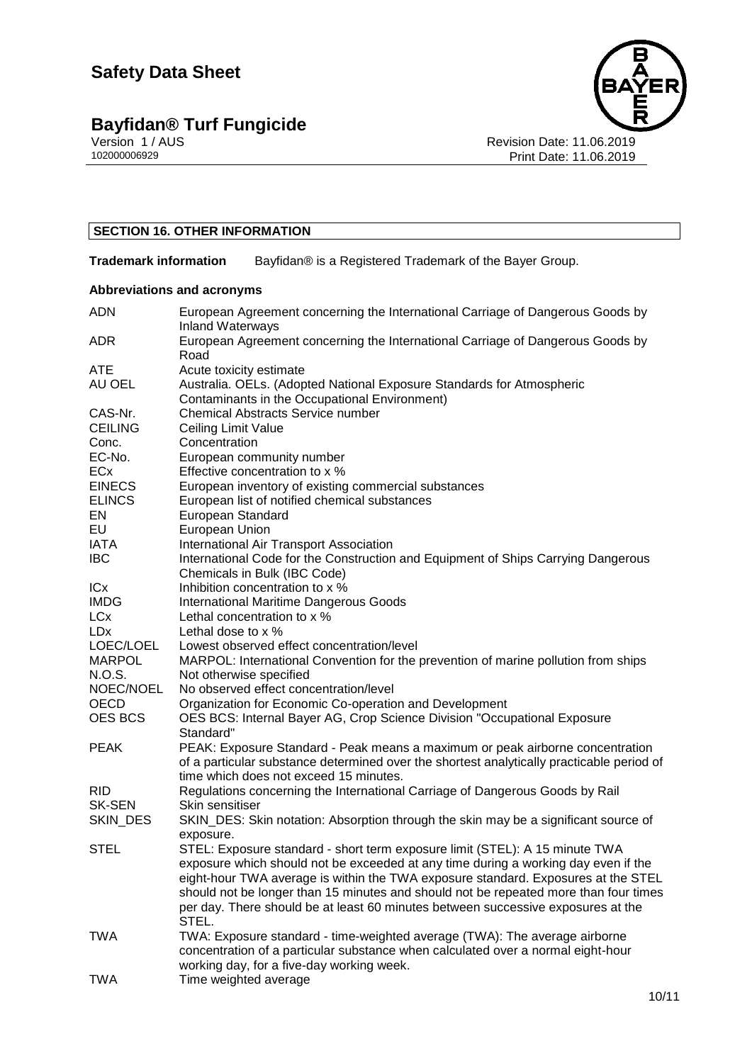## SECTION 16. OTHER INFORMATION

**Trademark information** Bayfidan® is a Registered Trademark of the Bayer Group.

### Abbreviations and acronyms

| | |
|---|---|
| ADN | European Agreement concerning the International Carriage of Dangerous Goods by Inland Waterways |
| ADR | European Agreement concerning the International Carriage of Dangerous Goods by Road |
| ATE | Acute toxicity estimate |
| AU OEL | Australia. OELs. (Adopted National Exposure Standards for Atmospheric Contaminants in the Occupational Environment) |
| CAS-Nr. | Chemical Abstracts Service number |
| CEILING | Ceiling Limit Value |
| Conc. | Concentration |
| EC-No. | European community number |
| ECx | Effective concentration to x % |
| EINECS | European inventory of existing commercial substances |
| ELINCS | European list of notified chemical substances |
| EN | European Standard |
| EU | European Union |
| IATA | International Air Transport Association |
| IBC | International Code for the Construction and Equipment of Ships Carrying Dangerous Chemicals in Bulk (IBC Code) |
| ICx | Inhibition concentration to x % |
| IMDG | International Maritime Dangerous Goods |
| LCx | Lethal concentration to x % |
| LDx | Lethal dose to x % |
| LOEC/LOEL | Lowest observed effect concentration/level |
| MARPOL | MARPOL: International Convention for the prevention of marine pollution from ships |
| N.O.S. | Not otherwise specified |
| NOEC/NOEL | No observed effect concentration/level |
| OECD | Organization for Economic Co-operation and Development |
| OES BCS | OES BCS: Internal Bayer AG, Crop Science Division "Occupational Exposure Standard" |
| PEAK | PEAK: Exposure Standard - Peak means a maximum or peak airborne concentration of a particular substance determined over the shortest analytically practicable period of time which does not exceed 15 minutes. |
| RID | Regulations concerning the International Carriage of Dangerous Goods by Rail |
| SK-SEN | Skin sensitiser |
| SKIN_DES | SKIN_DES: Skin notation: Absorption through the skin may be a significant source of exposure. |
| STEL | STEL: Exposure standard - short term exposure limit (STEL): A 15 minute TWA exposure which should not be exceeded at any time during a working day even if the eight-hour TWA average is within the TWA exposure standard. Exposures at the STEL should not be longer than 15 minutes and should not be repeated more than four times per day. There should be at least 60 minutes between successive exposures at the STEL. |
| TWA | TWA: Exposure standard - time-weighted average (TWA): The average airborne concentration of a particular substance when calculated over a normal eight-hour working day, for a five-day working week. |
| TWA | Time weighted average |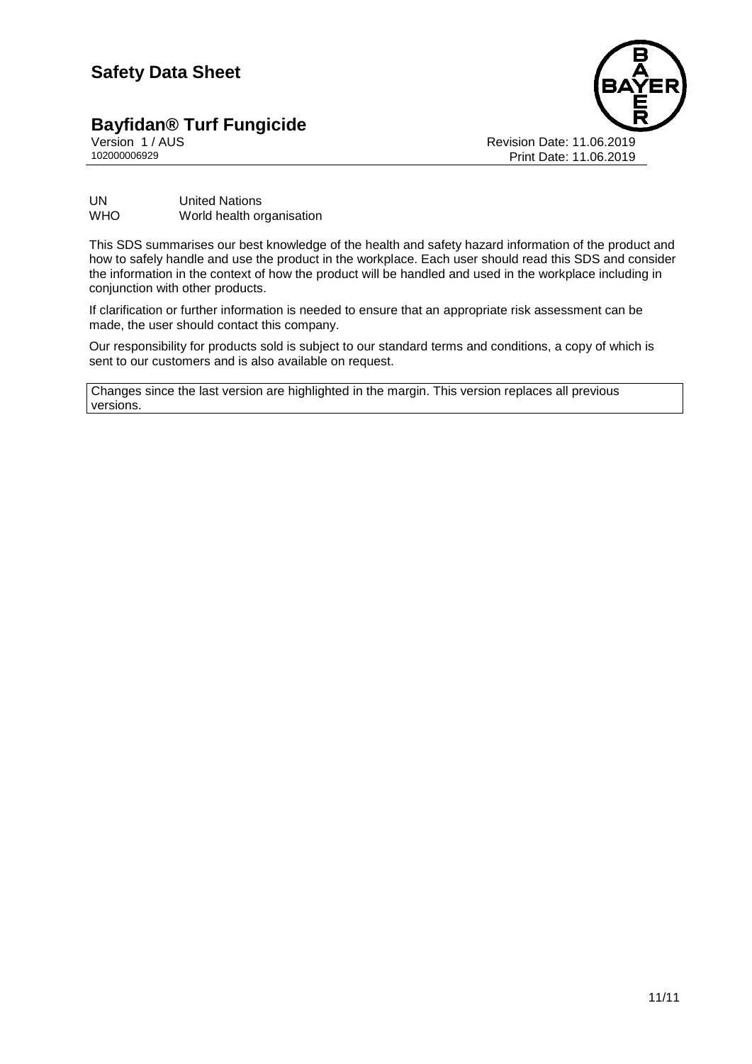| | |
|---|---|
| UN | United Nations |
| WHO | World health organisation |

This SDS summarises our best knowledge of the health and safety hazard information of the product and how to safely handle and use the product in the workplace. Each user should read this SDS and consider the information in the context of how the product will be handled and used in the workplace including in conjunction with other products.

If clarification or further information is needed to ensure that an appropriate risk assessment can be made, the user should contact this company.

Our responsibility for products sold is subject to our standard terms and conditions, a copy of which is sent to our customers and is also available on request.

Changes since the last version are highlighted in the margin. This version replaces all previous versions.